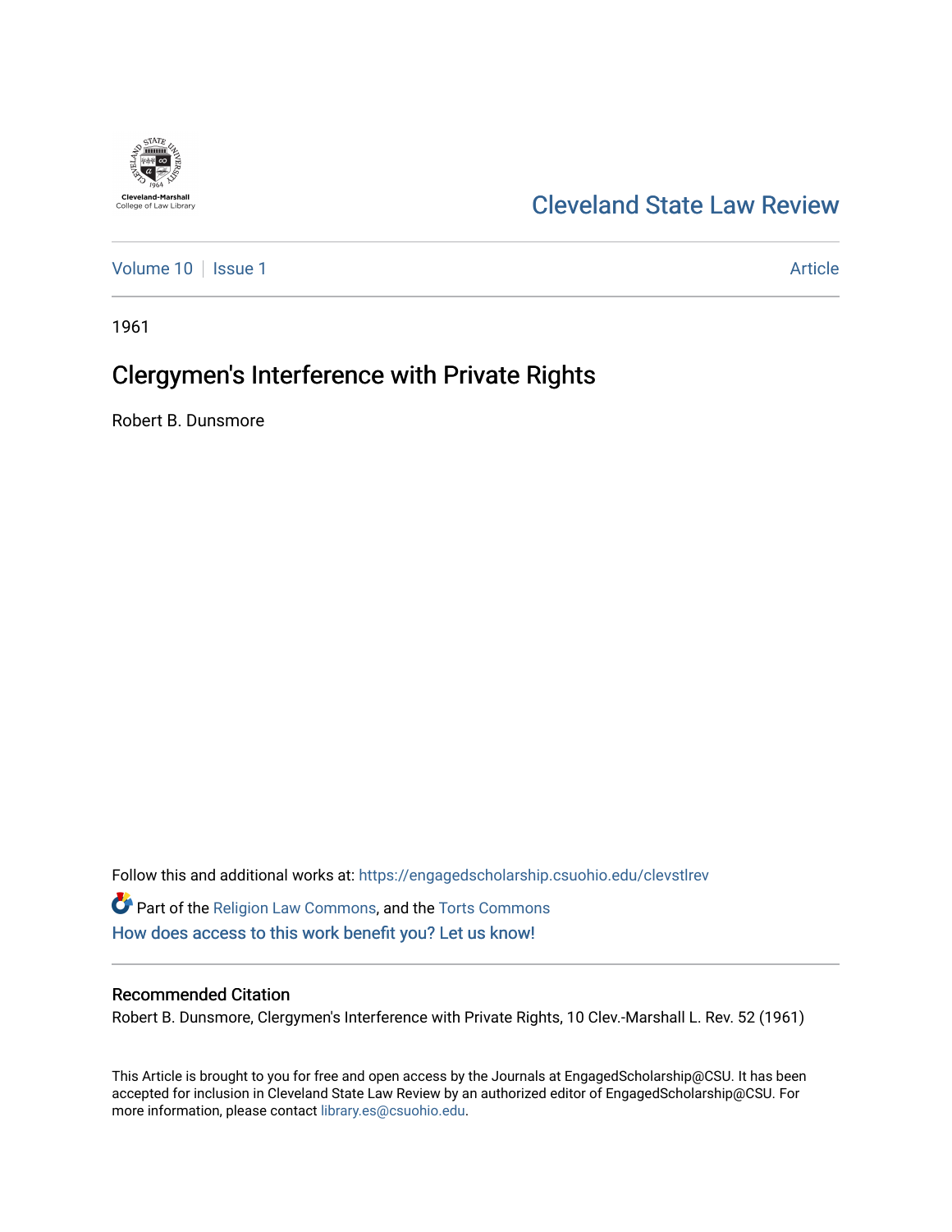Cleveland-Marshall College of Law Library

# Cleveland State Law Review

Volume 10 | Issue 1 | Article

1961

## Clergymen's Interference with Private Rights

Robert B. Dunsmore

Follow this and additional works at: https://engagedscholarship.csuohio.edu/clevstlrev

Part of the Religion Law Commons, and the Torts Commons

How does access to this work benefit you? Let us know!

### Recommended Citation

Robert B. Dunsmore, Clergymen's Interference with Private Rights, 10 Clev.-Marshall L. Rev. 52 (1961)

This Article is brought to you for free and open access by the Journals at EngagedScholarship@CSU. It has been accepted for inclusion in Cleveland State Law Review by an authorized editor of EngagedScholarship@CSU. For more information, please contact library.es@csuohio.edu.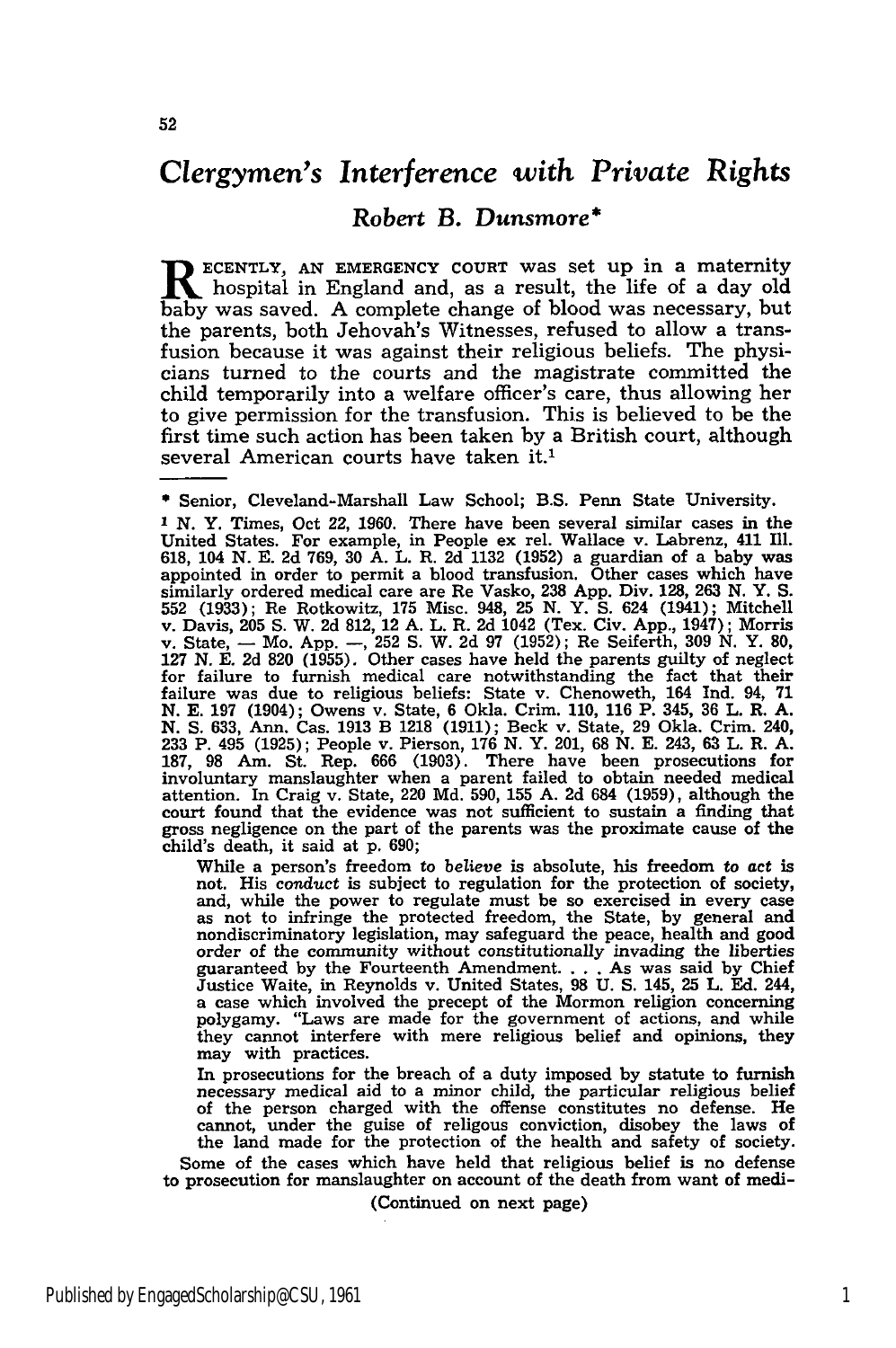# *Clergymen's Interference with Private Rights*

## *Robert B. Dunsmore**

RECENTLY, AN EMERGENCY COURT was set up in a maternity hospital in England and, as a result, the life of a day old baby was saved. A complete change of blood was necessary, but the parents, both Jehovah's Witnesses, refused to allow a transfusion because it was against their religious beliefs. The physicians turned to the courts and the magistrate committed the child temporarily into a welfare officer's care, thus allowing her to give permission for the transfusion. This is believed to be the first time such action has been taken by a British court, although several American courts have taken it.[1]

---

* Senior, Cleveland-Marshall Law School; B.S. Penn State University.

[1] N. Y. Times, Oct 22, 1960. There have been several similar cases in the United States. For example, in People ex rel. Wallace v. Labrenz, 411 Ill. 618, 104 N. E. 2d 769, 30 A. L. R. 2d 1132 (1952) a guardian of a baby was appointed in order to permit a blood transfusion. Other cases which have similarly ordered medical care are Re Vasko, 238 App. Div. 128, 263 N. Y. S. 552 (1933); Re Rotkowitz, 175 Misc. 948, 25 N. Y. S. 624 (1941); Mitchell v. Davis, 205 S. W. 2d 812, 12 A. L. R. 2d 1042 (Tex. Civ. App., 1947); Morris v. State, — Mo. App. —, 252 S. W. 2d 97 (1952); Re Seiferth, 309 N. Y. 80, 127 N. E. 2d 820 (1955). Other cases have held the parents guilty of neglect for failure to furnish medical care notwithstanding the fact that their failure was due to religious beliefs: State v. Chenoweth, 164 Ind. 94, 71 N. E. 197 (1904); Owens v. State, 6 Okla. Crim. 110, 116 P. 345, 36 L. R. A. N. S. 633, Ann. Cas. 1913 B 1218 (1911); Beck v. State, 29 Okla. Crim. 240, 233 P. 495 (1925); People v. Pierson, 176 N. Y. 201, 68 N. E. 243, 63 L. R. A. 187, 98 Am. St. Rep. 666 (1903). There have been prosecutions for involuntary manslaughter when a parent failed to obtain needed medical attention. In Craig v. State, 220 Md. 590, 155 A. 2d 684 (1959), although the court found that the evidence was not sufficient to sustain a finding that gross negligence on the part of the parents was the proximate cause of the child's death, it said at p. 690;

> While a person's freedom *to believe* is absolute, his freedom *to act* is not. His *conduct* is subject to regulation for the protection of society, and, while the power to regulate must be so exercised in every case as not to infringe the protected freedom, the State, by general and nondiscriminatory legislation, may safeguard the peace, health and good order of the community without constitutionally invading the liberties guaranteed by the Fourteenth Amendment. . . . As was said by Chief Justice Waite, in Reynolds v. United States, 98 U. S. 145, 25 L. Ed. 244, a case which involved the precept of the Mormon religion concerning polygamy. "Laws are made for the government of actions, and while they cannot interfere with mere religious belief and opinions, they may with practices.
>
> In prosecutions for the breach of a duty imposed by statute to furnish necessary medical aid to a minor child, the particular religious belief of the person charged with the offense constitutes no defense. He cannot, under the guise of religous conviction, disobey the laws of the land made for the protection of the health and safety of society.

Some of the cases which have held that religious belief is no defense to prosecution for manslaughter on account of the death from want of medi-

(Continued on next page)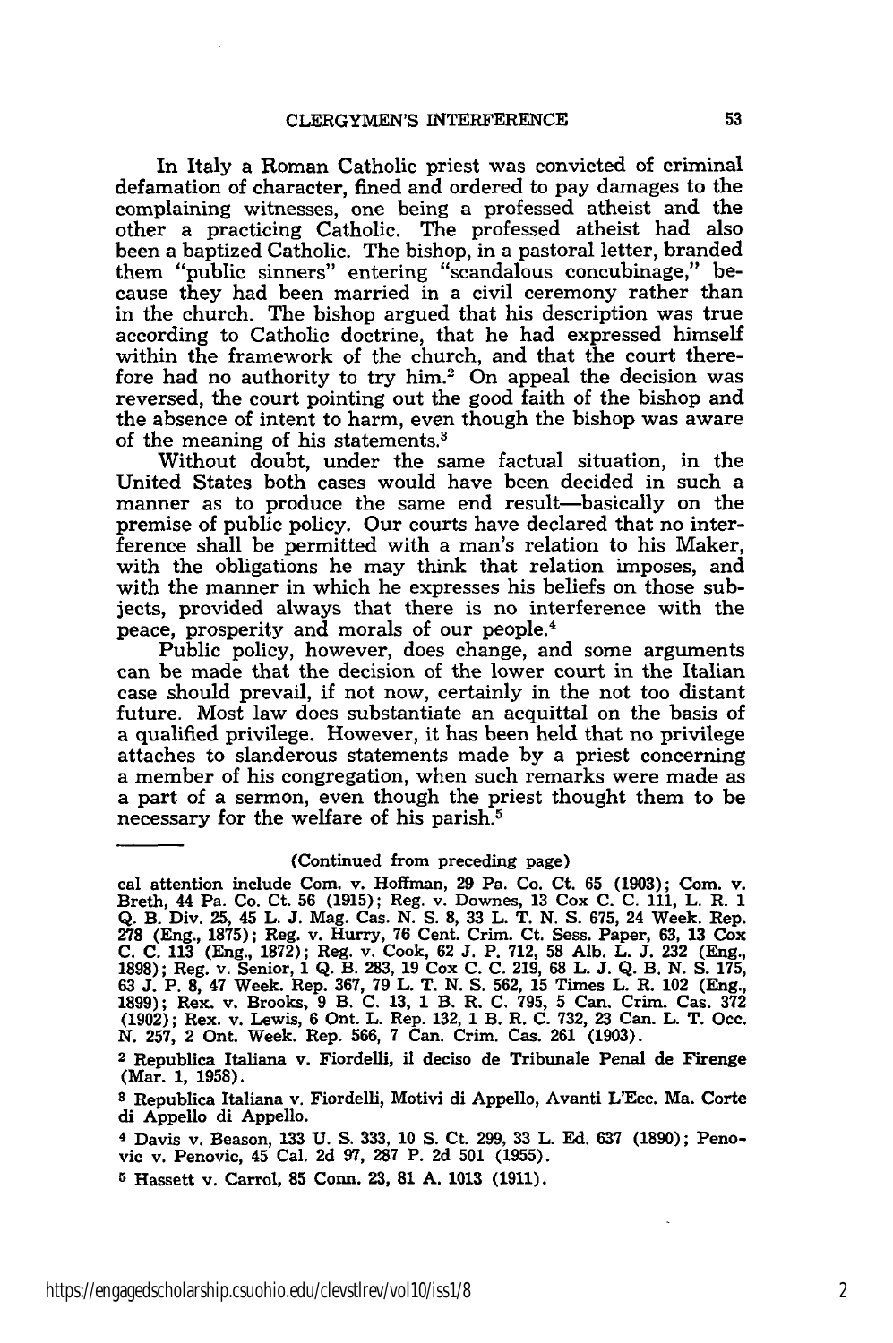In Italy a Roman Catholic priest was convicted of criminal defamation of character, fined and ordered to pay damages to the complaining witnesses, one being a professed atheist and the other a practicing Catholic. The professed atheist had also been a baptized Catholic. The bishop, in a pastoral letter, branded them "public sinners" entering "scandalous concubinage," because they had been married in a civil ceremony rather than in the church. The bishop argued that his description was true according to Catholic doctrine, that he had expressed himself within the framework of the church, and that the court therefore had no authority to try him.[2] On appeal the decision was reversed, the court pointing out the good faith of the bishop and the absence of intent to harm, even though the bishop was aware of the meaning of his statements.[3]

Without doubt, under the same factual situation, in the United States both cases would have been decided in such a manner as to produce the same end result—basically on the premise of public policy. Our courts have declared that no interference shall be permitted with a man's relation to his Maker, with the obligations he may think that relation imposes, and with the manner in which he expresses his beliefs on those subjects, provided always that there is no interference with the peace, prosperity and morals of our people.[4]

Public policy, however, does change, and some arguments can be made that the decision of the lower court in the Italian case should prevail, if not now, certainly in the not too distant future. Most law does substantiate an acquittal on the basis of a qualified privilege. However, it has been held that no privilege attaches to slanderous statements made by a priest concerning a member of his congregation, when such remarks were made as a part of a sermon, even though the priest thought them to be necessary for the welfare of his parish.[5]

---

(Continued from preceding page)

cal attention include Com. v. Hoffman, 29 Pa. Co. Ct. 65 (1903); Com. v. Breth, 44 Pa. Co. Ct. 56 (1915); Reg. v. Downes, 13 Cox C. C. 111, L. R. 1 Q. B. Div. 25, 45 L. J. Mag. Cas. N. S. 8, 33 L. T. N. S. 675, 24 Week. Rep. 278 (Eng., 1875); Reg. v. Hurry, 76 Cent. Crim. Ct. Sess. Paper, 63, 13 Cox C. C. 113 (Eng., 1872); Reg. v. Cook, 62 J. P. 712, 58 Alb. L. J. 232 (Eng., 1898); Reg. v. Senior, 1 Q. B. 283, 19 Cox C. C. 219, 68 L. J. Q. B. N. S. 175, 63 J. P. 8, 47 Week. Rep. 367, 79 L. T. N. S. 562, 15 Times L. R. 102 (Eng., 1899); Rex. v. Brooks, 9 B. C. 13, 1 B. R. C. 795, 5 Can. Crim. Cas. 372 (1902); Rex. v. Lewis, 6 Ont. L. Rep. 132, 1 B. R. C. 732, 23 Can. L. T. Occ. N. 257, 2 Ont. Week. Rep. 566, 7 Can. Crim. Cas. 261 (1903).

[2] Republica Italiana v. Fiordelli, il deciso de Tribunale Penal de Firenge (Mar. 1, 1958).

[3] Republica Italiana v. Fiordelli, Motivi di Appello, Avanti L'Ecc. Ma. Corte di Appello di Appello.

[4] Davis v. Beason, 133 U. S. 333, 10 S. Ct. 299, 33 L. Ed. 637 (1890); Penovic v. Penovic, 45 Cal. 2d 97, 287 P. 2d 501 (1955).

[5] Hassett v. Carrol, 85 Conn. 23, 81 A. 1013 (1911).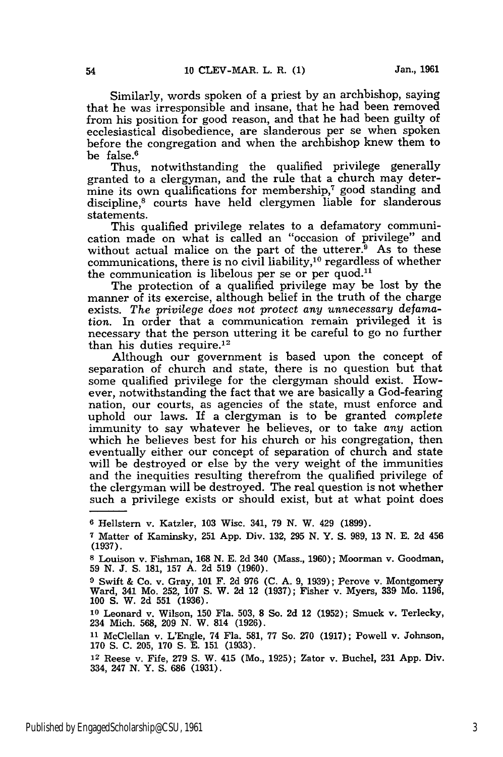Similarly, words spoken of a priest by an archbishop, saying that he was irresponsible and insane, that he had been removed from his position for good reason, and that he had been guilty of ecclesiastical disobedience, are slanderous per se when spoken before the congregation and when the archbishop knew them to be false.[6]

Thus, notwithstanding the qualified privilege generally granted to a clergyman, and the rule that a church may determine its own qualifications for membership,[7] good standing and discipline,[8] courts have held clergymen liable for slanderous statements.

This qualified privilege relates to a defamatory communication made on what is called an "occasion of privilege" and without actual malice on the part of the utterer.[9] As to these communications, there is no civil liability,[10] regardless of whether the communication is libelous per se or per quod.[11]

The protection of a qualified privilege may be lost by the manner of its exercise, although belief in the truth of the charge exists. *The privilege does not protect any unnecessary defamation.* In order that a communication remain privileged it is necessary that the person uttering it be careful to go no further than his duties require.[12]

Although our government is based upon the concept of separation of church and state, there is no question but that some qualified privilege for the clergyman should exist. However, notwithstanding the fact that we are basically a God-fearing nation, our courts, as agencies of the state, must enforce and uphold our laws. If a clergyman is to be granted *complete* immunity to say whatever he believes, or to take *any* action which he believes best for his church or his congregation, then eventually either our concept of separation of church and state will be destroyed or else by the very weight of the immunities and the inequities resulting therefrom the qualified privilege of the clergyman will be destroyed. The real question is not whether such a privilege exists or should exist, but at what point does

---

[6] Hellstern v. Katzler, 103 Wisc. 341, 79 N. W. 429 (1899).

[7] Matter of Kaminsky, 251 App. Div. 132, 295 N. Y. S. 989, 13 N. E. 2d 456 (1937).

[8] Louison v. Fishman, 168 N. E. 2d 340 (Mass., 1960); Moorman v. Goodman, 59 N. J. S. 181, 157 A. 2d 519 (1960).

[9] Swift & Co. v. Gray, 101 F. 2d 976 (C. A. 9, 1939); Perove v. Montgomery Ward, 341 Mo. 252, 107 S. W. 2d 12 (1937); Fisher v. Myers, 339 Mo. 1196, 100 S. W. 2d 551 (1936).

[10] Leonard v. Wilson, 150 Fla. 503, 8 So. 2d 12 (1952); Smuck v. Terlecky, 234 Mich. 568, 209 N. W. 814 (1926).

[11] McClellan v. L'Engle, 74 Fla. 581, 77 So. 270 (1917); Powell v. Johnson, 170 S. C. 205, 170 S. E. 151 (1933).

[12] Reese v. Fife, 279 S. W. 415 (Mo., 1925); Zator v. Buchel, 231 App. Div. 334, 247 N. Y. S. 686 (1931).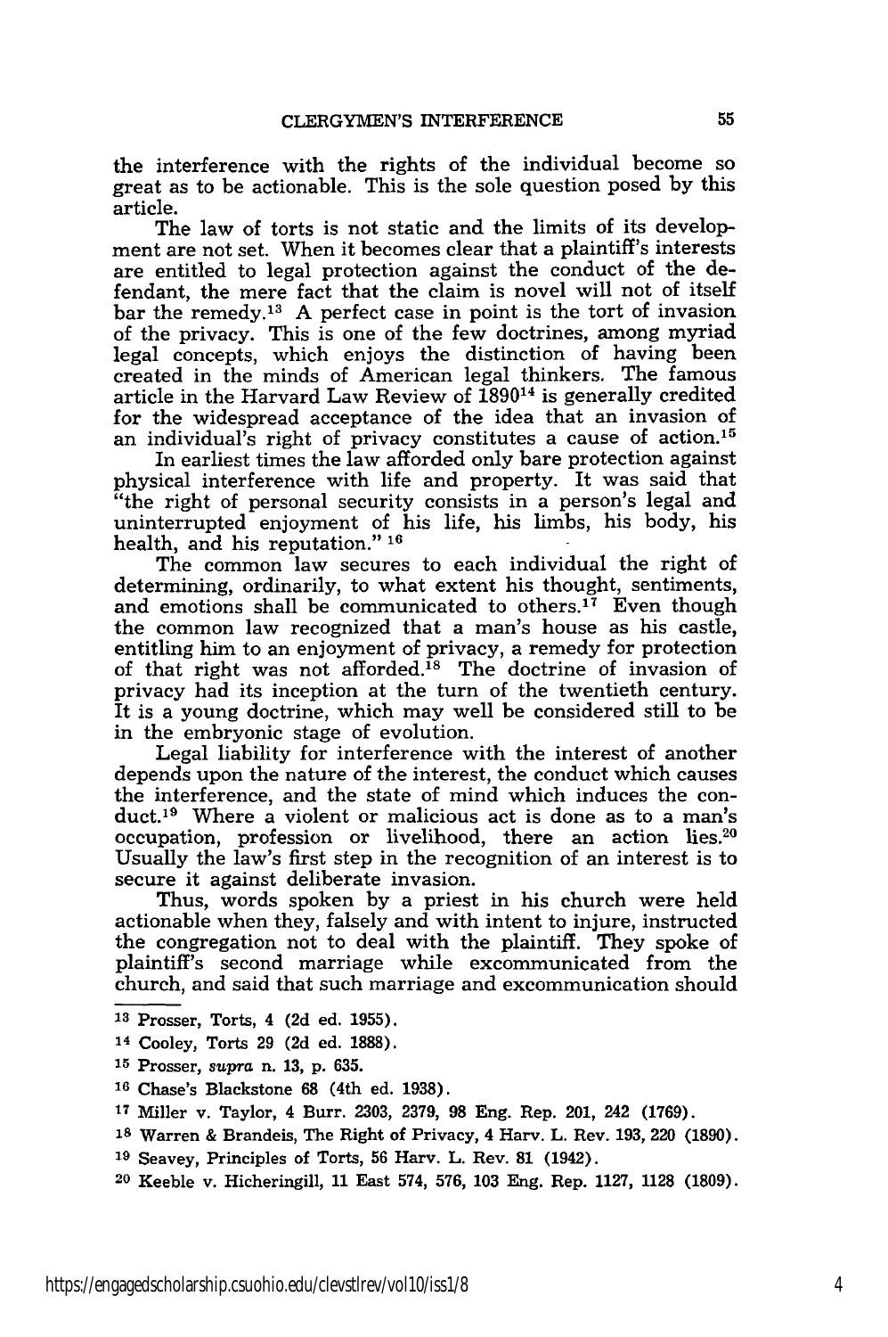the interference with the rights of the individual become so great as to be actionable. This is the sole question posed by this article.

The law of torts is not static and the limits of its development are not set. When it becomes clear that a plaintiff's interests are entitled to legal protection against the conduct of the defendant, the mere fact that the claim is novel will not of itself bar the remedy.[13] A perfect case in point is the tort of invasion of the privacy. This is one of the few doctrines, among myriad legal concepts, which enjoys the distinction of having been created in the minds of American legal thinkers. The famous article in the Harvard Law Review of 1890[14] is generally credited for the widespread acceptance of the idea that an invasion of an individual's right of privacy constitutes a cause of action.[15]

In earliest times the law afforded only bare protection against physical interference with life and property. It was said that "the right of personal security consists in a person's legal and uninterrupted enjoyment of his life, his limbs, his body, his health, and his reputation." [16]

The common law secures to each individual the right of determining, ordinarily, to what extent his thought, sentiments, and emotions shall be communicated to others.[17] Even though the common law recognized that a man's house as his castle, entitling him to an enjoyment of privacy, a remedy for protection of that right was not afforded.[18] The doctrine of invasion of privacy had its inception at the turn of the twentieth century. It is a young doctrine, which may well be considered still to be in the embryonic stage of evolution.

Legal liability for interference with the interest of another depends upon the nature of the interest, the conduct which causes the interference, and the state of mind which induces the conduct.[19] Where a violent or malicious act is done as to a man's occupation, profession or livelihood, there an action lies.[20] Usually the law's first step in the recognition of an interest is to secure it against deliberate invasion.

Thus, words spoken by a priest in his church were held actionable when they, falsely and with intent to injure, instructed the congregation not to deal with the plaintiff. They spoke of plaintiff's second marriage while excommunicated from the church, and said that such marriage and excommunication should

---

13 Prosser, Torts, 4 (2d ed. 1955).

14 Cooley, Torts 29 (2d ed. 1888).

15 Prosser, *supra* n. 13, p. 635.

16 Chase's Blackstone 68 (4th ed. 1938).

17 Miller v. Taylor, 4 Burr. 2303, 2379, 98 Eng. Rep. 201, 242 (1769).

18 Warren & Brandeis, The Right of Privacy, 4 Harv. L. Rev. 193, 220 (1890).

19 Seavey, Principles of Torts, 56 Harv. L. Rev. 81 (1942).

20 Keeble v. Hicheringill, 11 East 574, 576, 103 Eng. Rep. 1127, 1128 (1809).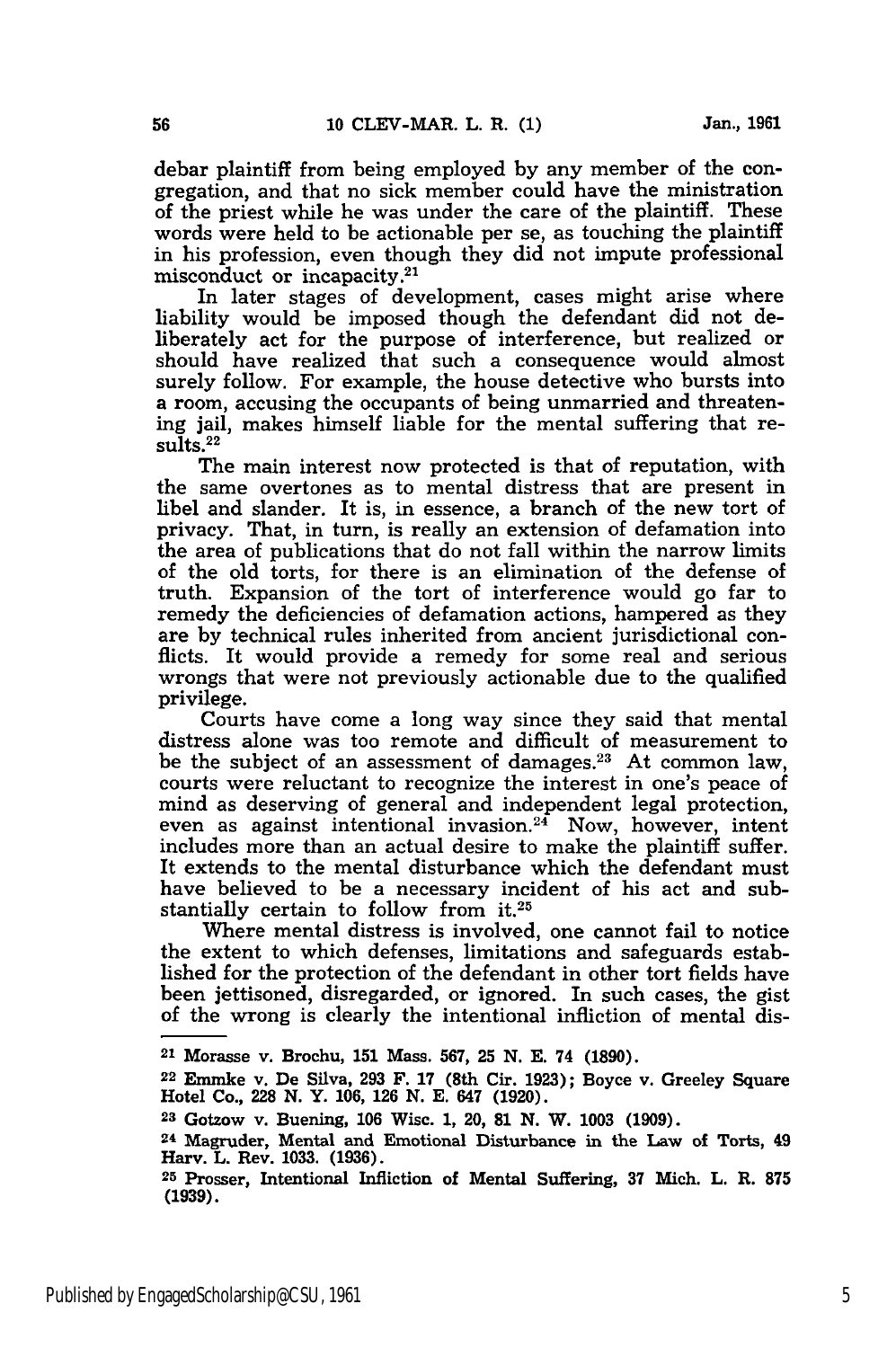debar plaintiff from being employed by any member of the congregation, and that no sick member could have the ministration of the priest while he was under the care of the plaintiff. These words were held to be actionable per se, as touching the plaintiff in his profession, even though they did not impute professional misconduct or incapacity.[21]

In later stages of development, cases might arise where liability would be imposed though the defendant did not deliberately act for the purpose of interference, but realized or should have realized that such a consequence would almost surely follow. For example, the house detective who bursts into a room, accusing the occupants of being unmarried and threatening jail, makes himself liable for the mental suffering that results.[22]

The main interest now protected is that of reputation, with the same overtones as to mental distress that are present in libel and slander. It is, in essence, a branch of the new tort of privacy. That, in turn, is really an extension of defamation into the area of publications that do not fall within the narrow limits of the old torts, for there is an elimination of the defense of truth. Expansion of the tort of interference would go far to remedy the deficiencies of defamation actions, hampered as they are by technical rules inherited from ancient jurisdictional conflicts. It would provide a remedy for some real and serious wrongs that were not previously actionable due to the qualified privilege.

Courts have come a long way since they said that mental distress alone was too remote and difficult of measurement to be the subject of an assessment of damages.[23] At common law, courts were reluctant to recognize the interest in one's peace of mind as deserving of general and independent legal protection, even as against intentional invasion.[24] Now, however, intent includes more than an actual desire to make the plaintiff suffer. It extends to the mental disturbance which the defendant must have believed to be a necessary incident of his act and substantially certain to follow from it.[25]

Where mental distress is involved, one cannot fail to notice the extent to which defenses, limitations and safeguards established for the protection of the defendant in other tort fields have been jettisoned, disregarded, or ignored. In such cases, the gist of the wrong is clearly the intentional infliction of mental dis-

---

[21] Morasse v. Brochu, 151 Mass. 567, 25 N. E. 74 (1890).

[22] Emmke v. De Silva, 293 F. 17 (8th Cir. 1923); Boyce v. Greeley Square Hotel Co., 228 N. Y. 106, 126 N. E. 647 (1920).

[23] Gotzow v. Buening, 106 Wisc. 1, 20, 81 N. W. 1003 (1909).

[24] Magruder, Mental and Emotional Disturbance in the Law of Torts, 49 Harv. L. Rev. 1033. (1936).

[25] Prosser, Intentional Infliction of Mental Suffering, 37 Mich. L. R. 875 (1939).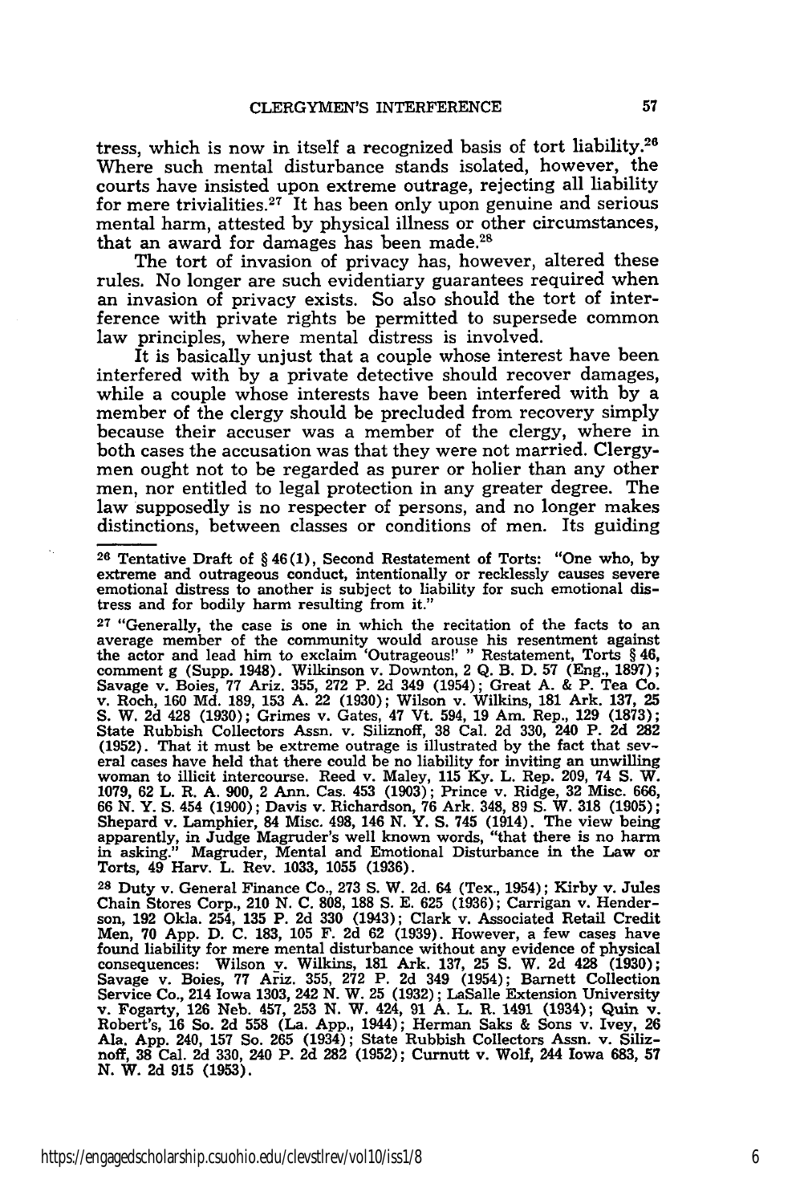tress, which is now in itself a recognized basis of tort liability.[26] Where such mental disturbance stands isolated, however, the courts have insisted upon extreme outrage, rejecting all liability for mere trivialities.[27] It has been only upon genuine and serious mental harm, attested by physical illness or other circumstances, that an award for damages has been made.[28]

The tort of invasion of privacy has, however, altered these rules. No longer are such evidentiary guarantees required when an invasion of privacy exists. So also should the tort of interference with private rights be permitted to supersede common law principles, where mental distress is involved.

It is basically unjust that a couple whose interest have been interfered with by a private detective should recover damages, while a couple whose interests have been interfered with by a member of the clergy should be precluded from recovery simply because their accuser was a member of the clergy, where in both cases the accusation was that they were not married. Clergymen ought not to be regarded as purer or holier than any other men, nor entitled to legal protection in any greater degree. The law supposedly is no respecter of persons, and no longer makes distinctions, between classes or conditions of men. Its guiding

---

[26] Tentative Draft of § 46(1), Second Restatement of Torts: "One who, by extreme and outrageous conduct, intentionally or recklessly causes severe emotional distress to another is subject to liability for such emotional distress and for bodily harm resulting from it."

[27] "Generally, the case is one in which the recitation of the facts to an average member of the community would arouse his resentment against the actor and lead him to exclaim 'Outrageous!' " Restatement, Torts § 46, comment g (Supp. 1948). Wilkinson v. Downton, 2 Q. B. D. 57 (Eng., 1897); Savage v. Boies, 77 Ariz. 355, 272 P. 2d 349 (1954); Great A. & P. Tea Co. v. Roch, 160 Md. 189, 153 A. 22 (1930); Wilson v. Wilkins, 181 Ark. 137, 25 S. W. 2d 428 (1930); Grimes v. Gates, 47 Vt. 594, 19 Am. Rep., 129 (1873); State Rubbish Collectors Assn. v. Siliznoff, 38 Cal. 2d 330, 240 P. 2d 282 (1952). That it must be extreme outrage is illustrated by the fact that several cases have held that there could be no liability for inviting an unwilling woman to illicit intercourse. Reed v. Maley, 115 Ky. L. Rep. 209, 74 S. W. 1079, 62 L. R. A. 900, 2 Ann. Cas. 453 (1903); Prince v. Ridge, 32 Misc. 666, 66 N. Y. S. 454 (1900); Davis v. Richardson, 76 Ark. 348, 89 S. W. 318 (1905); Shepard v. Lamphier, 84 Misc. 498, 146 N. Y. S. 745 (1914). The view being apparently, in Judge Magruder's well known words, "that there is no harm in asking." Magruder, Mental and Emotional Disturbance in the Law or Torts, 49 Harv. L. Rev. 1033, 1055 (1936).

[28] Duty v. General Finance Co., 273 S. W. 2d. 64 (Tex., 1954); Kirby v. Jules Chain Stores Corp., 210 N. C. 808, 188 S. E. 625 (1936); Carrigan v. Henderson, 192 Okla. 254, 135 P. 2d 330 (1943); Clark v. Associated Retail Credit Men, 70 App. D. C. 183, 105 F. 2d 62 (1939). However, a few cases have found liability for mere mental disturbance without any evidence of physical consequences: Wilson v. Wilkins, 181 Ark. 137, 25 S. W. 2d 428 (1930); Savage v. Boies, 77 Ariz. 355, 272 P. 2d 349 (1954); Barnett Collection Service Co., 214 Iowa 1303, 242 N. W. 25 (1932); LaSalle Extension University v. Fogarty, 126 Neb. 457, 253 N. W. 424, 91 A. L. R. 1491 (1934); Quin v. Robert's, 16 So. 2d 558 (La. App., 1944); Herman Saks & Sons v. Ivey, 26 Ala. App. 240, 157 So. 265 (1934); State Rubbish Collectors Assn. v. Siliznoff, 38 Cal. 2d 330, 240 P. 2d 282 (1952); Curnutt v. Wolf, 244 Iowa 683, 57 N. W. 2d 915 (1953).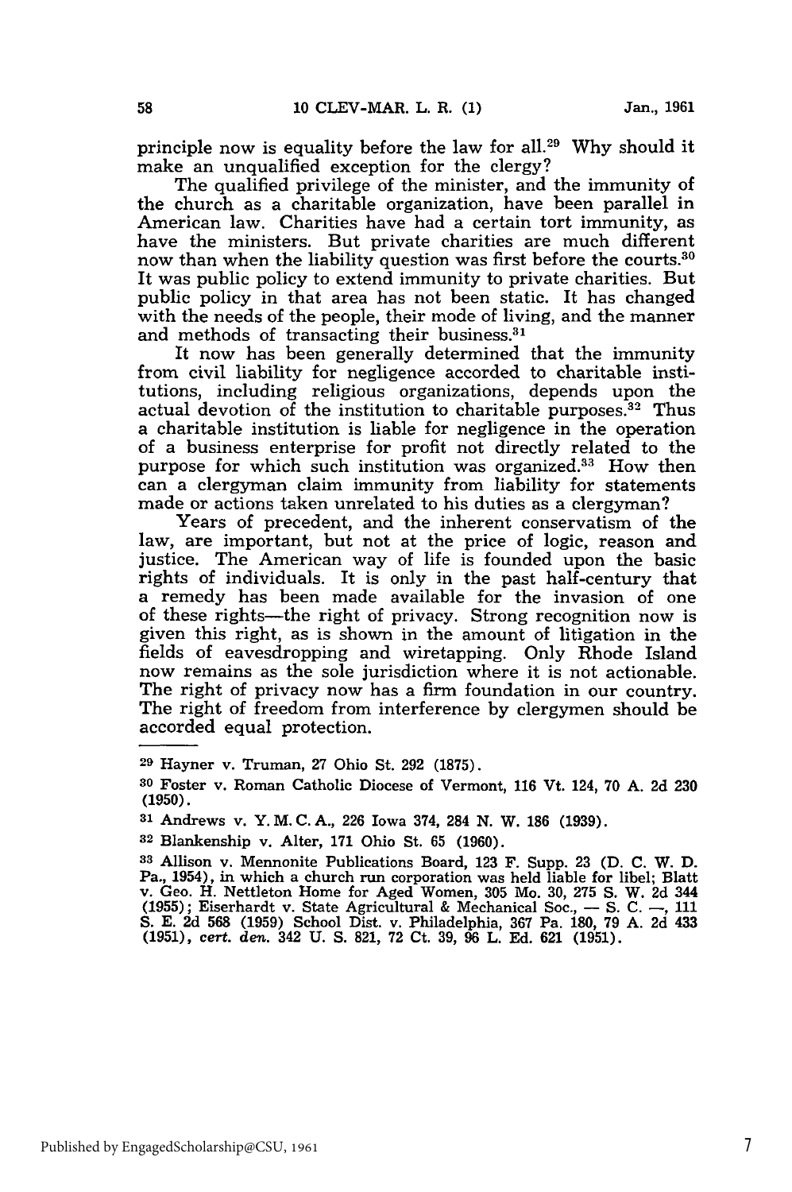principle now is equality before the law for all.[29] Why should it make an unqualified exception for the clergy?

The qualified privilege of the minister, and the immunity of the church as a charitable organization, have been parallel in American law. Charities have had a certain tort immunity, as have the ministers. But private charities are much different now than when the liability question was first before the courts.[30] It was public policy to extend immunity to private charities. But public policy in that area has not been static. It has changed with the needs of the people, their mode of living, and the manner and methods of transacting their business.[31]

It now has been generally determined that the immunity from civil liability for negligence accorded to charitable institutions, including religious organizations, depends upon the actual devotion of the institution to charitable purposes.[32] Thus a charitable institution is liable for negligence in the operation of a business enterprise for profit not directly related to the purpose for which such institution was organized.[33] How then can a clergyman claim immunity from liability for statements made or actions taken unrelated to his duties as a clergyman?

Years of precedent, and the inherent conservatism of the law, are important, but not at the price of logic, reason and justice. The American way of life is founded upon the basic rights of individuals. It is only in the past half-century that a remedy has been made available for the invasion of one of these rights—the right of privacy. Strong recognition now is given this right, as is shown in the amount of litigation in the fields of eavesdropping and wiretapping. Only Rhode Island now remains as the sole jurisdiction where it is not actionable. The right of privacy now has a firm foundation in our country. The right of freedom from interference by clergymen should be accorded equal protection.

---

[29] Hayner v. Truman, 27 Ohio St. 292 (1875).

[30] Foster v. Roman Catholic Diocese of Vermont, 116 Vt. 124, 70 A. 2d 230 (1950).

[31] Andrews v. Y. M. C. A., 226 Iowa 374, 284 N. W. 186 (1939).

[32] Blankenship v. Alter, 171 Ohio St. 65 (1960).

[33] Allison v. Mennonite Publications Board, 123 F. Supp. 23 (D. C. W. D. Pa., 1954), in which a church run corporation was held liable for libel; Blatt v. Geo. H. Nettleton Home for Aged Women, 305 Mo. 30, 275 S. W. 2d 344 (1955); Eiserhardt v. State Agricultural & Mechanical Soc., — S. C. —, 111 S. E. 2d 568 (1959) School Dist. v. Philadelphia, 367 Pa. 180, 79 A. 2d 433 (1951), *cert. den.* 342 U. S. 821, 72 Ct. 39, 96 L. Ed. 621 (1951).